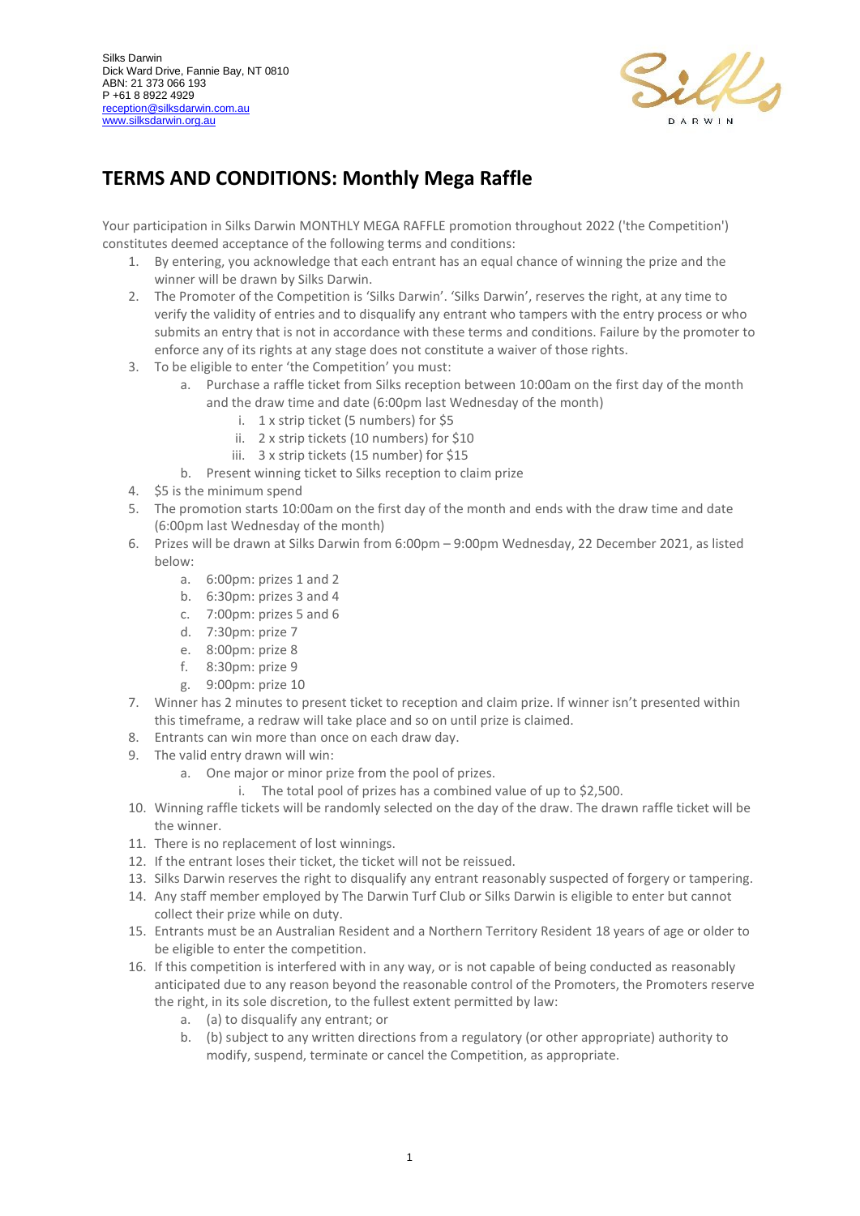Silks Darwin
Dick Ward Drive, Fannie Bay, NT 0810
ABN: 21 373 066 193
P +61 8 8922 4929
reception@silksdarwin.com.au
www.silksdarwin.org.au

Silks DARWIN

# TERMS AND CONDITIONS: Monthly Mega Raffle

Your participation in Silks Darwin MONTHLY MEGA RAFFLE promotion throughout 2022 ('the Competition') constitutes deemed acceptance of the following terms and conditions:

1. By entering, you acknowledge that each entrant has an equal chance of winning the prize and the winner will be drawn by Silks Darwin.
2. The Promoter of the Competition is 'Silks Darwin'. 'Silks Darwin', reserves the right, at any time to verify the validity of entries and to disqualify any entrant who tampers with the entry process or who submits an entry that is not in accordance with these terms and conditions. Failure by the promoter to enforce any of its rights at any stage does not constitute a waiver of those rights.
3. To be eligible to enter 'the Competition' you must:
   a. Purchase a raffle ticket from Silks reception between 10:00am on the first day of the month and the draw time and date (6:00pm last Wednesday of the month)
      i. 1 x strip ticket (5 numbers) for $5
      ii. 2 x strip tickets (10 numbers) for $10
      iii. 3 x strip tickets (15 number) for $15
   b. Present winning ticket to Silks reception to claim prize
4. $5 is the minimum spend
5. The promotion starts 10:00am on the first day of the month and ends with the draw time and date (6:00pm last Wednesday of the month)
6. Prizes will be drawn at Silks Darwin from 6:00pm – 9:00pm Wednesday, 22 December 2021, as listed below:
   a. 6:00pm: prizes 1 and 2
   b. 6:30pm: prizes 3 and 4
   c. 7:00pm: prizes 5 and 6
   d. 7:30pm: prize 7
   e. 8:00pm: prize 8
   f. 8:30pm: prize 9
   g. 9:00pm: prize 10
7. Winner has 2 minutes to present ticket to reception and claim prize. If winner isn't presented within this timeframe, a redraw will take place and so on until prize is claimed.
8. Entrants can win more than once on each draw day.
9. The valid entry drawn will win:
   a. One major or minor prize from the pool of prizes.
      i. The total pool of prizes has a combined value of up to $2,500.
10. Winning raffle tickets will be randomly selected on the day of the draw. The drawn raffle ticket will be the winner.
11. There is no replacement of lost winnings.
12. If the entrant loses their ticket, the ticket will not be reissued.
13. Silks Darwin reserves the right to disqualify any entrant reasonably suspected of forgery or tampering.
14. Any staff member employed by The Darwin Turf Club or Silks Darwin is eligible to enter but cannot collect their prize while on duty.
15. Entrants must be an Australian Resident and a Northern Territory Resident 18 years of age or older to be eligible to enter the competition.
16. If this competition is interfered with in any way, or is not capable of being conducted as reasonably anticipated due to any reason beyond the reasonable control of the Promoters, the Promoters reserve the right, in its sole discretion, to the fullest extent permitted by law:
   a. (a) to disqualify any entrant; or
   b. (b) subject to any written directions from a regulatory (or other appropriate) authority to modify, suspend, terminate or cancel the Competition, as appropriate.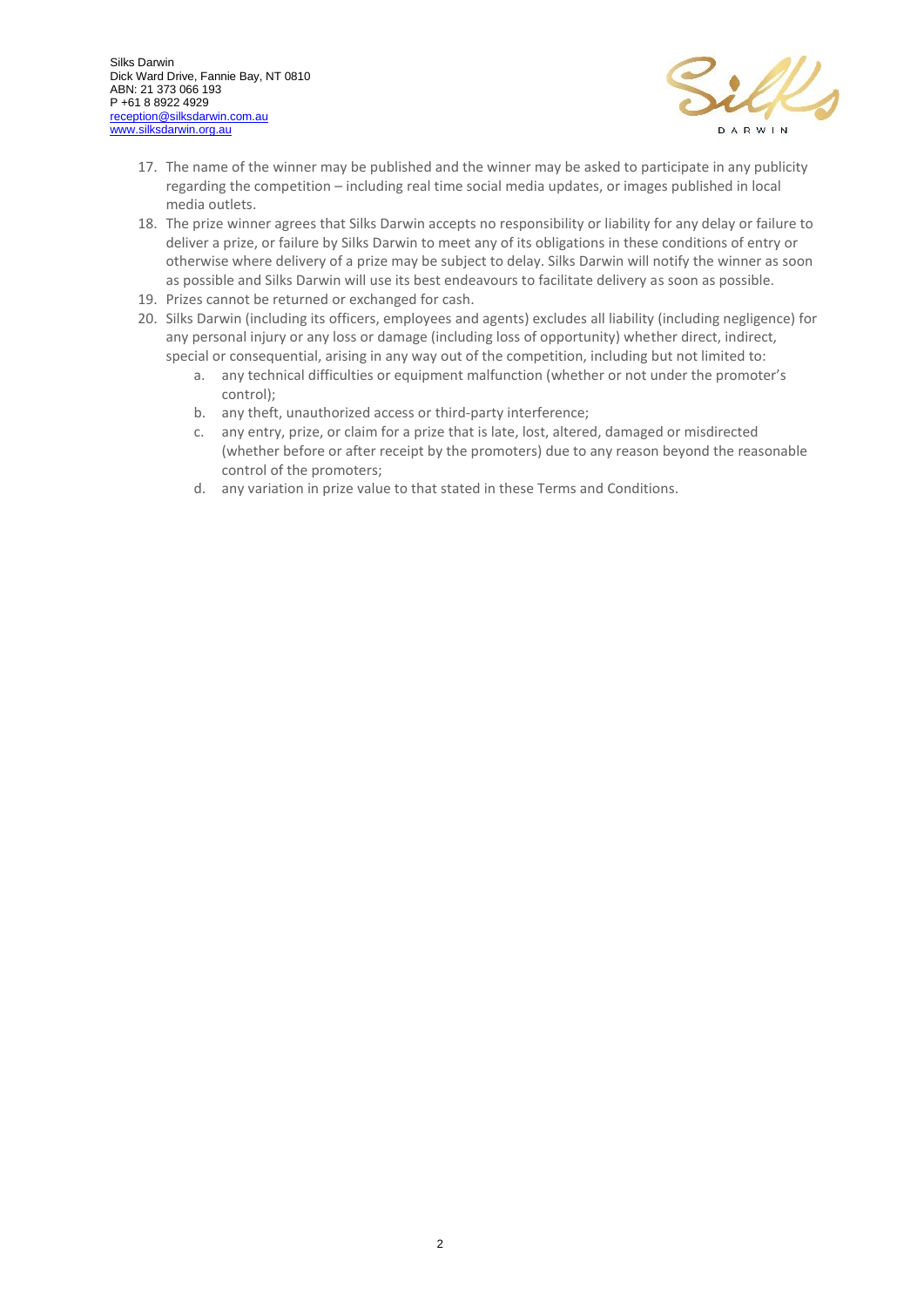17. The name of the winner may be published and the winner may be asked to participate in any publicity regarding the competition – including real time social media updates, or images published in local media outlets.
18. The prize winner agrees that Silks Darwin accepts no responsibility or liability for any delay or failure to deliver a prize, or failure by Silks Darwin to meet any of its obligations in these conditions of entry or otherwise where delivery of a prize may be subject to delay. Silks Darwin will notify the winner as soon as possible and Silks Darwin will use its best endeavours to facilitate delivery as soon as possible.
19. Prizes cannot be returned or exchanged for cash.
20. Silks Darwin (including its officers, employees and agents) excludes all liability (including negligence) for any personal injury or any loss or damage (including loss of opportunity) whether direct, indirect, special or consequential, arising in any way out of the competition, including but not limited to:
    a. any technical difficulties or equipment malfunction (whether or not under the promoter's control);
    b. any theft, unauthorized access or third-party interference;
    c. any entry, prize, or claim for a prize that is late, lost, altered, damaged or misdirected (whether before or after receipt by the promoters) due to any reason beyond the reasonable control of the promoters;
    d. any variation in prize value to that stated in these Terms and Conditions.